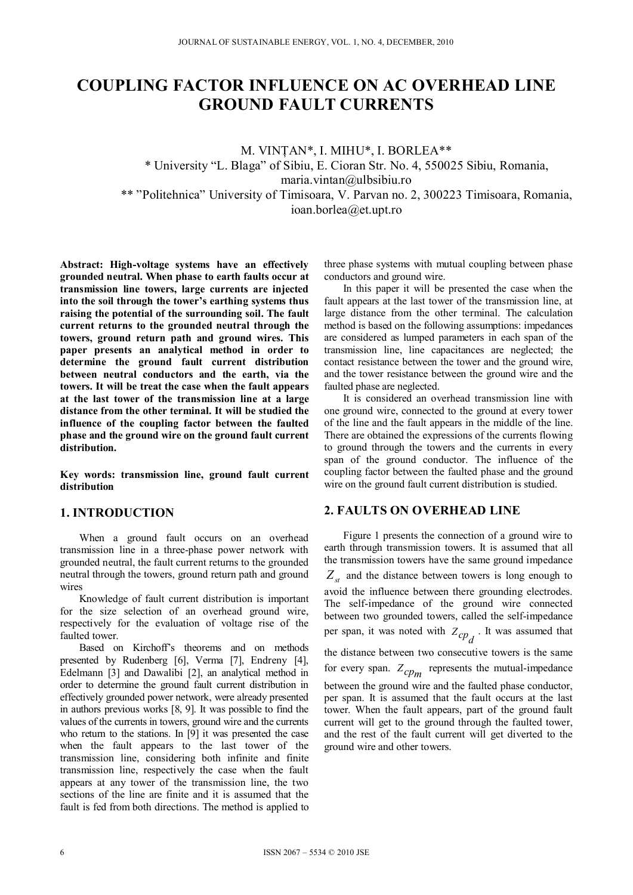# COUPLING FACTOR INFLUENCE ON AC OVERHEAD LINE GROUND FAULT CURRENTS

M. VINȚAN*, I. MIHU*, I. BORLEA**

\* University "L. Blaga" of Sibiu, E. Cioran Str. No. 4, 550025 Sibiu, Romania, maria.vintan@ulbsibiu.ro

\*\* "Politehnica" University of Timisoara, V. Parvan no. 2, 300223 Timisoara, Romania, ioan.borlea@et.upt.ro

**Abstract: High-voltage systems have an effectively grounded neutral. When phase to earth faults occur at transmission line towers, large currents are injected into the soil through the tower's earthing systems thus raising the potential of the surrounding soil. The fault current returns to the grounded neutral through the towers, ground return path and ground wires. This paper presents an analytical method in order to determine the ground fault current distribution between neutral conductors and the earth, via the towers. It will be treat the case when the fault appears at the last tower of the transmission line at a large distance from the other terminal. It will be studied the influence of the coupling factor between the faulted phase and the ground wire on the ground fault current distribution.**

**Key words: transmission line, ground fault current distribution**

## 1. INTRODUCTION

When a ground fault occurs on an overhead transmission line in a three-phase power network with grounded neutral, the fault current returns to the grounded neutral through the towers, ground return path and ground wires

Knowledge of fault current distribution is important for the size selection of an overhead ground wire, respectively for the evaluation of voltage rise of the faulted tower.

Based on Kirchoff's theorems and on methods presented by Rudenberg [6], Verma [7], Endreny [4], Edelmann [3] and Dawalibi [2], an analytical method in order to determine the ground fault current distribution in effectively grounded power network, were already presented in authors previous works [8, 9]. It was possible to find the values of the currents in towers, ground wire and the currents who return to the stations. In [9] it was presented the case when the fault appears to the last tower of the transmission line, considering both infinite and finite transmission line, respectively the case when the fault appears at any tower of the transmission line, the two sections of the line are finite and it is assumed that the fault is fed from both directions. The method is applied to three phase systems with mutual coupling between phase conductors and ground wire.

In this paper it will be presented the case when the fault appears at the last tower of the transmission line, at large distance from the other terminal. The calculation method is based on the following assumptions: impedances are considered as lumped parameters in each span of the transmission line, line capacitances are neglected; the contact resistance between the tower and the ground wire, and the tower resistance between the ground wire and the faulted phase are neglected.

It is considered an overhead transmission line with one ground wire, connected to the ground at every tower of the line and the fault appears in the middle of the line. There are obtained the expressions of the currents flowing to ground through the towers and the currents in every span of the ground conductor. The influence of the coupling factor between the faulted phase and the ground wire on the ground fault current distribution is studied.

## 2. FAULTS ON OVERHEAD LINE

Figure 1 presents the connection of a ground wire to earth through transmission towers. It is assumed that all the transmission towers have the same ground impedance $Z_{st}$ and the distance between towers is long enough to avoid the influence between there grounding electrodes. The self-impedance of the ground wire connected between two grounded towers, called the self-impedance per span, it was noted with $Z_{cp_d}$. It was assumed that the distance between two consecutive towers is the same for every span. $Z_{cp_m}$ represents the mutual-impedance between the ground wire and the faulted phase conductor, per span. It is assumed that the fault occurs at the last tower. When the fault appears, part of the ground fault current will get to the ground through the faulted tower, and the rest of the fault current will get diverted to the ground wire and other towers.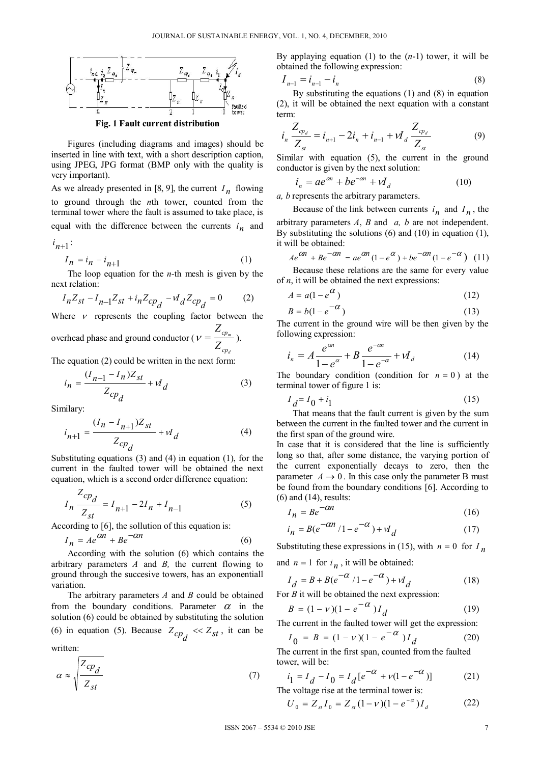**Fig. 1 Fault current distribution**

Figures (including diagrams and images) should be inserted in line with text, with a short description caption, using JPEG, JPG format (BMP only with the quality is very important).

As we already presented in [8, 9], the current $I_n$ flowing to ground through the $n$th tower, counted from the terminal tower where the fault is assumed to take place, is equal with the difference between the currents $i_n$ and $i_{n+1}$:

$$I_n = i_n - i_{n+1} \tag{1}$$

The loop equation for the $n$-th mesh is given by the next relation:

$$I_n Z_{st} - I_{n-1} Z_{st} + i_n Z_{cp_d} - \nu I_d Z_{cp_d} = 0 \tag{2}$$

Where $\nu$ represents the coupling factor between the overhead phase and ground conductor ($\nu = \frac{Z_{cp_m}}{Z_{cp_d}}$).

The equation (2) could be written in the next form:

$$i_n = \frac{(I_{n-1} - I_n) Z_{st}}{Z_{cp_d}} + \nu I_d \tag{3}$$

Similary:

$$i_{n+1} = \frac{(I_n - I_{n+1}) Z_{st}}{Z_{cp_d}} + \nu I_d \tag{4}$$

Substituting equations (3) and (4) in equation (1), for the current in the faulted tower will be obtained the next equation, which is a second order difference equation:

$$I_n \frac{Z_{cp_d}}{Z_{st}} = I_{n+1} - 2I_n + I_{n-1} \tag{5}$$

According to [6], the sollution of this equation is:

$$I_n = Ae^{\alpha n} + Be^{-\alpha n} \tag{6}$$

According with the solution (6) which contains the arbitrary parameters $A$ and $B$, the current flowing to ground through the succesive towers, has an exponentiall variation.

The arbitrary parameters $A$ and $B$ could be obtained from the boundary conditions. Parameter $\alpha$ in the solution (6) could be obtained by substituting the solution (6) in equation (5). Because $Z_{cp_d} << Z_{st}$, it can be written:

$$\alpha \approx \sqrt{\frac{Z_{cp_d}}{Z_{st}}} \tag{7}$$

By applaying equation (1) to the ($n$-1) tower, it will be obtained the following expression:

$$I_{n-1} = i_{n-1} - i_n \tag{8}$$

By substituting the equations (1) and (8) in equation (2), it will be obtained the next equation with a constant term:

$$i_n \frac{Z_{cp_d}}{Z_{st}} = i_{n+1} - 2i_n + i_{n-1} + \nu I_d \frac{Z_{cp_d}}{Z_{st}} \tag{9}$$

Similar with equation (5), the current in the ground conductor is given by the next solution:

$$i_n = ae^{\alpha n} + be^{-\alpha n} + \nu I_d \tag{10}$$

$a$, $b$ represents the arbitrary parameters.

Because of the link between currents $i_n$ and $I_n$, the arbitrary parameters $A$, $B$ and $a$, $b$ are not independent. By substituting the solutions (6) and (10) in equation (1), it will be obtained:

$$Ae^{\alpha n} + Be^{-\alpha n} = ae^{\alpha n}(1 - e^{\alpha}) + be^{-\alpha n}(1 - e^{-\alpha}) \tag{11}$$

Because these relations are the same for every value of $n$, it will be obtained the next expressions:

$$A = a(1 - e^{\alpha}) \tag{12}$$

$$B = b(1 - e^{-\alpha}) \tag{13}$$

The current in the ground wire will be then given by the following expression:

$$i_n = A\frac{e^{\alpha n}}{1 - e^{\alpha}} + B\frac{e^{-\alpha n}}{1 - e^{-\alpha}} + \nu I_d \tag{14}$$

The boundary condition (condition for $n = 0$) at the terminal tower of figure 1 is:

$$I_d = I_0 + i_1 \tag{15}$$

That means that the fault current is given by the sum between the current in the faulted tower and the current in the first span of the ground wire.

In case that it is considered that the line is sufficiently long so that, after some distance, the varying portion of the current exponentially decays to zero, then the parameter $A \to 0$. In this case only the parameter B must be found from the boundary conditions [6]. According to (6) and (14), results:

$$I_n = Be^{-\alpha n} \tag{16}$$

$$i_n = B(e^{-\alpha n} / 1 - e^{-\alpha}) + \nu I_d \tag{17}$$

Substituting these expressions in (15), with $n = 0$ for $I_n$ and $n = 1$ for $i_n$, it will be obtained:

$$I_d = B + B(e^{-\alpha} / 1 - e^{-\alpha}) + \nu I_d \tag{18}$$

For $B$ it will be obtained the next expression:

$$B = (1 - \nu)(1 - e^{-\alpha}) I_d \tag{19}$$

The current in the faulted tower will get the expression:

$$I_0 = B = (1 - \nu)(1 - e^{-\alpha}) I_d \tag{20}$$

The current in the first span, counted from the faulted tower, will be:

$$i_1 = I_d - I_0 = I_d[e^{-\alpha} + \nu(1 - e^{-\alpha})] \tag{21}$$

The voltage rise at the terminal tower is:

$$U_0 = Z_{st} I_0 = Z_{st}(1 - \nu)(1 - e^{-\alpha}) I_d \tag{22}$$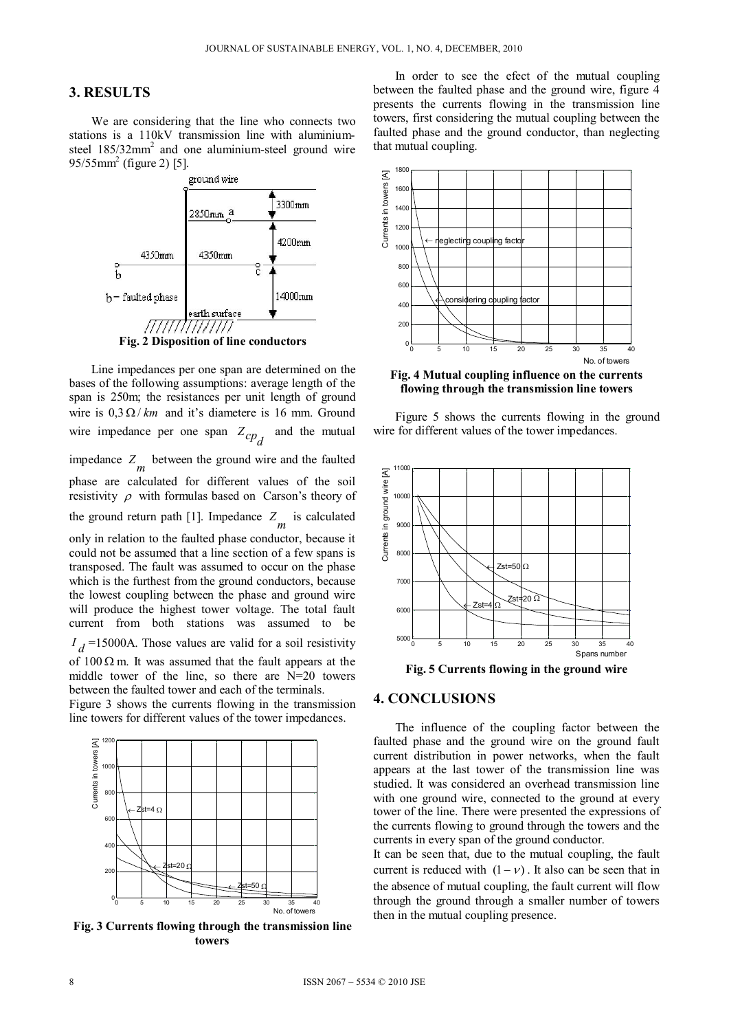## 3. RESULTS

We are considering that the line who connects two stations is a 110kV transmission line with aluminium-steel 185/32mm$^2$ and one aluminium-steel ground wire 95/55mm$^2$ (figure 2) [5].

**Fig. 2 Disposition of line conductors**

Line impedances per one span are determined on the bases of the following assumptions: average length of the span is 250m; the resistances per unit length of ground wire is $0,3\,\Omega/km$ and it's diametere is 16 mm. Ground wire impedance per one span $Z_{cp_d}$ and the mutual impedance $Z_m$ between the ground wire and the faulted phase are calculated for different values of the soil resistivity $\rho$ with formulas based on Carson's theory of the ground return path [1]. Impedance $Z_m$ is calculated only in relation to the faulted phase conductor, because it could not be assumed that a line section of a few spans is transposed. The fault was assumed to occur on the phase which is the furthest from the ground conductors, because the lowest coupling between the phase and ground wire will produce the highest tower voltage. The total fault current from both stations was assumed to be $I_d$ =15000A. Those values are valid for a soil resistivity of $100\,\Omega$ m. It was assumed that the fault appears at the middle tower of the line, so there are N=20 towers between the faulted tower and each of the terminals.

Figure 3 shows the currents flowing in the transmission line towers for different values of the tower impedances.

**Fig. 3 Currents flowing through the transmission line towers**

In order to see the efect of the mutual coupling between the faulted phase and the ground wire, figure 4 presents the currents flowing in the transmission line towers, first considering the mutual coupling between the faulted phase and the ground conductor, than neglecting that mutual coupling.

**Fig. 4 Mutual coupling influence on the currents flowing through the transmission line towers**

Figure 5 shows the currents flowing in the ground wire for different values of the tower impedances.

**Fig. 5 Currents flowing in the ground wire**

## 4. CONCLUSIONS

The influence of the coupling factor between the faulted phase and the ground wire on the ground fault current distribution in power networks, when the fault appears at the last tower of the transmission line was studied. It was considered an overhead transmission line with one ground wire, connected to the ground at every tower of the line. There were presented the expressions of the currents flowing to ground through the towers and the currents in every span of the ground conductor.

It can be seen that, due to the mutual coupling, the fault current is reduced with $(1-\nu)$. It also can be seen that in the absence of mutual coupling, the fault current will flow through the ground through a smaller number of towers then in the mutual coupling presence.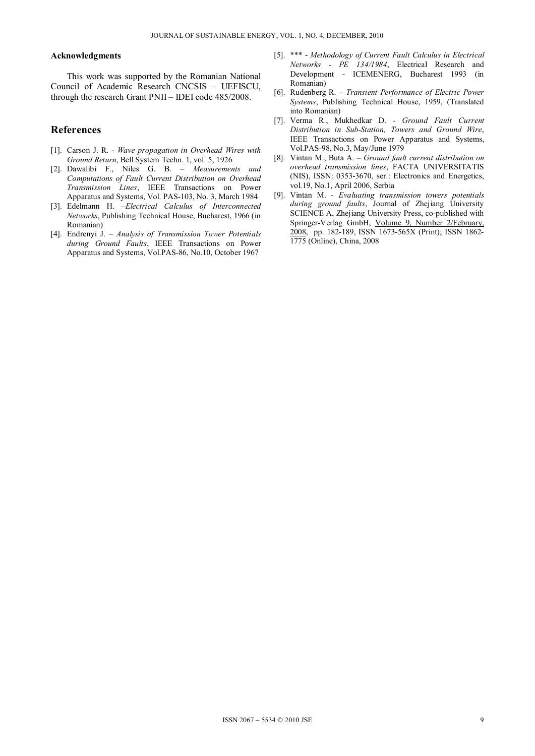## Acknowledgments

This work was supported by the Romanian National Council of Academic Research CNCSIS – UEFISCU, through the research Grant PNII – IDEI code 485/2008.

## References

[1]. Carson J. R. - *Wave propagation in Overhead Wires with Ground Return*, Bell System Techn. 1, vol. 5, 1926

[2]. Dawalibi F., Niles G. B. – *Measurements and Computations of Fault Current Distribution on Overhead Transmission Lines*, IEEE Transactions on Power Apparatus and Systems, Vol. PAS-103, No. 3, March 1984

[3]. Edelmann H. –*Electrical Calculus of Interconnected Networks*, Publishing Technical House, Bucharest, 1966 (in Romanian)

[4]. Endrenyi J. – *Analysis of Transmission Tower Potentials during Ground Faults*, IEEE Transactions on Power Apparatus and Systems, Vol.PAS-86, No.10, October 1967

[5]. *** - *Methodology of Current Fault Calculus in Electrical Networks - PE 134/1984*, Electrical Research and Development - ICEMENERG, Bucharest 1993 (in Romanian)

[6]. Rudenberg R. – *Transient Performance of Electric Power Systems*, Publishing Technical House, 1959, (Translated into Romanian)

[7]. Verma R., Mukhedkar D. - *Ground Fault Current Distribution in Sub-Station, Towers and Ground Wire*, IEEE Transactions on Power Apparatus and Systems, Vol.PAS-98, No.3, May/June 1979

[8]. Vintan M., Buta A. – *Ground fault current distribution on overhead transmission lines*, FACTA UNIVERSITATIS (NIS), ISSN: 0353-3670, ser.: Electronics and Energetics, vol.19, No.1, April 2006, Serbia

[9]. Vintan M. - *Evaluating transmission towers potentials during ground faults*, Journal of Zhejiang University SCIENCE A, Zhejiang University Press, co-published with Springer-Verlag GmbH, Volume 9, Number 2/February, 2008, pp. 182-189, ISSN 1673-565X (Print); ISSN 1862-1775 (Online), China, 2008